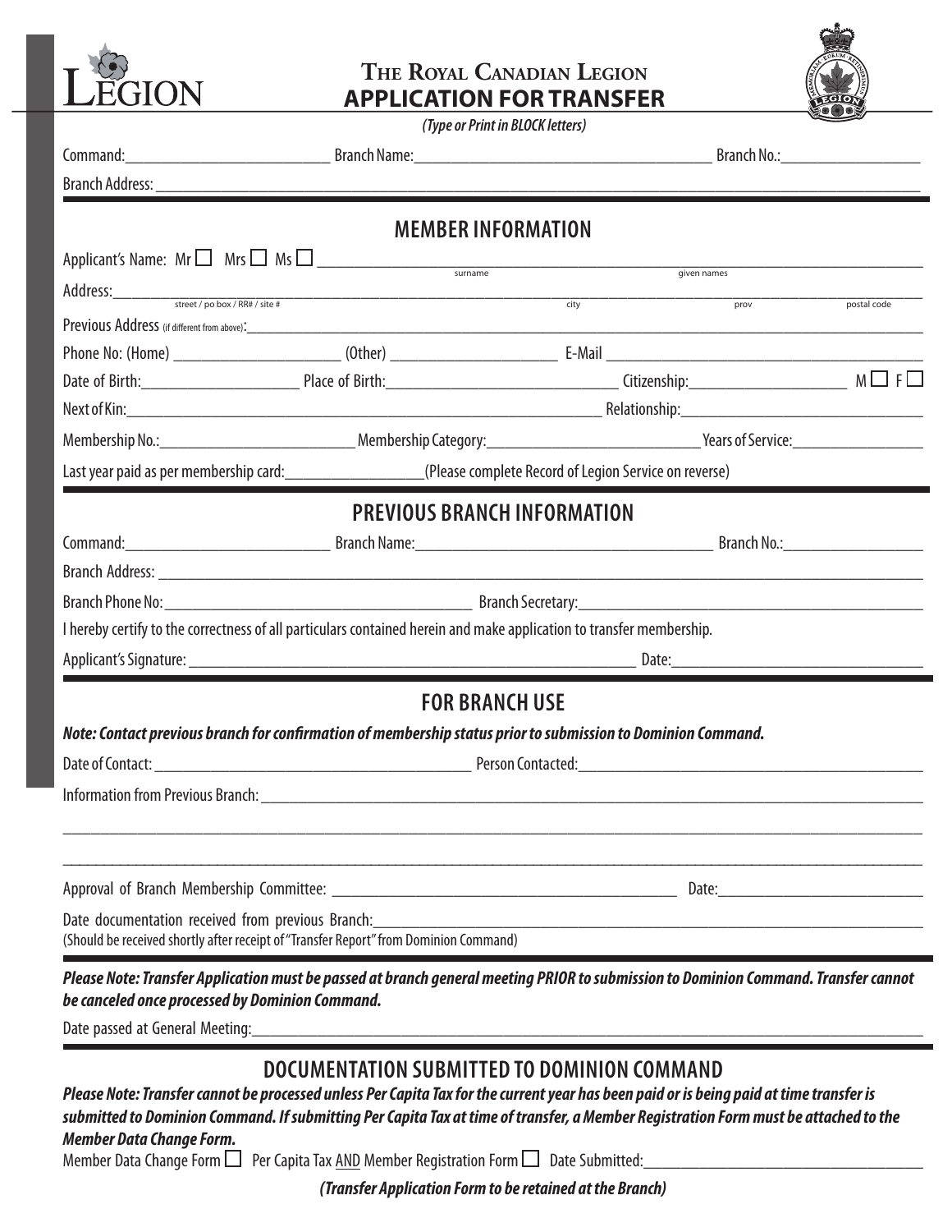# The Royal Canadian Legion
## APPLICATION FOR TRANSFER

*(Type or Print in BLOCK letters)*

Command:__________________________ Branch Name:______________________________________ Branch No.:__________________

Branch Address: ________________________________________________________________________________________________

## MEMBER INFORMATION

Applicant's Name: Mr ☐ Mrs ☐ Ms ☐ ________________________________________________________________________________
surname given names

Address:_______________________________________________________________________________________________________
street / po box / RR# / site # city prov postal code

Previous Address (if different from above):______________________________________________________________________________

Phone No: (Home) _____________________ (Other) _____________________ E-Mail _______________________________________

Date of Birth:____________________ Place of Birth:_____________________________ Citizenship:____________________ M ☐ F ☐

Next of Kin:_________________________________________________________ Relationship:______________________________

Membership No.:__________________________ Membership Category:___________________________ Years of Service:________________

Last year paid as per membership card:_________________(Please complete Record of Legion Service on reverse)

## PREVIOUS BRANCH INFORMATION

Command:__________________________ Branch Name:______________________________________ Branch No.:__________________

Branch Address: ________________________________________________________________________________________________

Branch Phone No:_________________________________________ Branch Secretary:___________________________________________

I hereby certify to the correctness of all particulars contained herein and make application to transfer membership.

Applicant's Signature: _____________________________________________________________ Date:_________________________________

## FOR BRANCH USE

***Note: Contact previous branch for confirmation of membership status prior to submission to Dominion Command.***

Date of Contact: _________________________________________ Person Contacted:____________________________________________

Information from Previous Branch: _____________________________________________________________________________________

_____________________________________________________________________________________________________________

_____________________________________________________________________________________________________________

Approval of Branch Membership Committee: _____________________________________________ Date:__________________________

Date documentation received from previous Branch:______________________________________________________________________
(Should be received shortly after receipt of "Transfer Report" from Dominion Command)

***Please Note: Transfer Application must be passed at branch general meeting PRIOR to submission to Dominion Command. Transfer cannot be canceled once processed by Dominion Command.***

Date passed at General Meeting:_______________________________________________________________________________________

## DOCUMENTATION SUBMITTED TO DOMINION COMMAND

***Please Note: Transfer cannot be processed unless Per Capita Tax for the current year has been paid or is being paid at time transfer is submitted to Dominion Command. If submitting Per Capita Tax at time of transfer, a Member Registration Form must be attached to the Member Data Change Form.***

Member Data Change Form ☐ Per Capita Tax AND Member Registration Form ☐ Date Submitted:____________________________________

***(Transfer Application Form to be retained at the Branch)***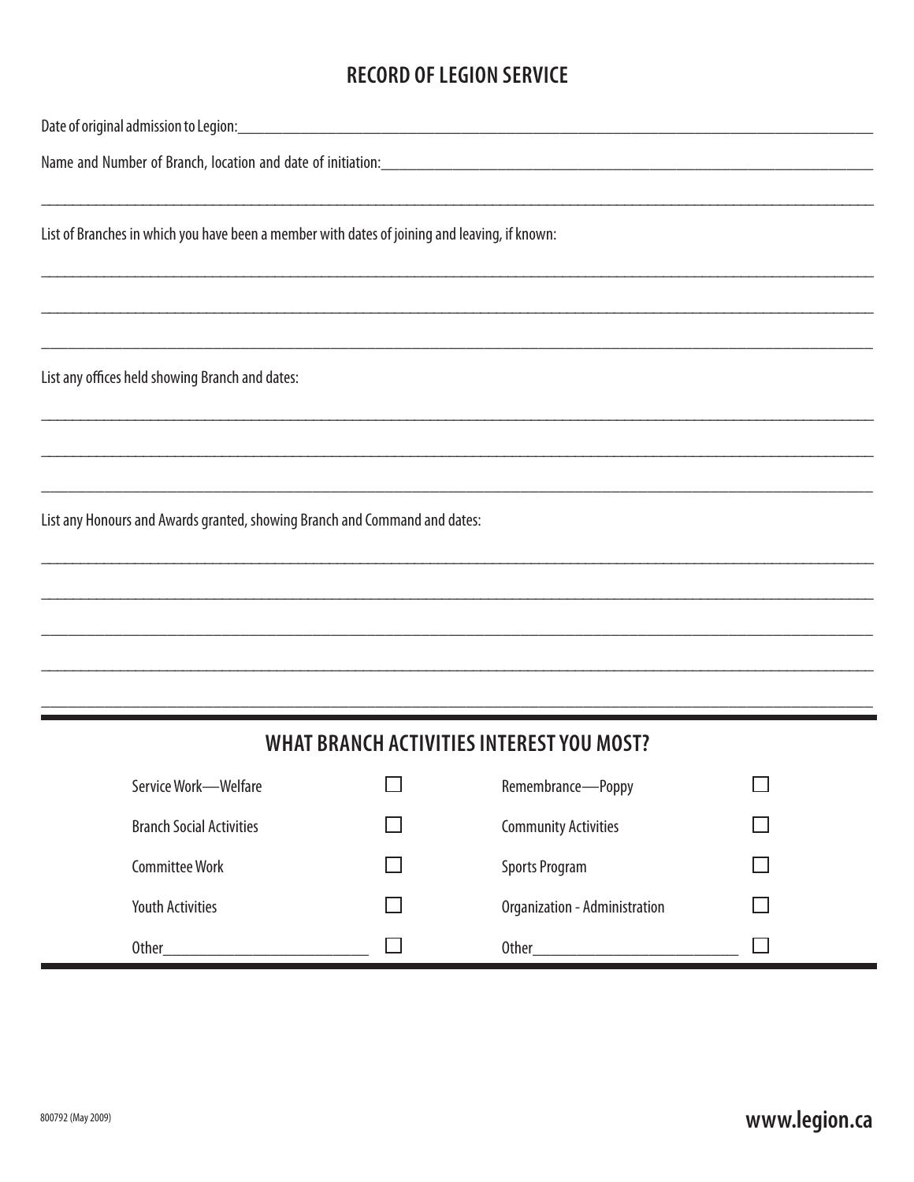## RECORD OF LEGION SERVICE

Date of original admission to Legion:\_\_\_\_\_\_\_\_\_\_\_\_\_\_\_\_\_\_\_\_\_\_\_\_\_\_\_\_\_\_\_\_\_\_\_\_\_\_\_\_

Name and Number of Branch, location and date of initiation:\_\_\_\_\_\_\_\_\_\_\_\_\_\_\_\_\_\_\_\_\_\_\_\_\_\_\_\_\_\_\_\_

\_\_\_\_\_\_\_\_\_\_\_\_\_\_\_\_\_\_\_\_\_\_\_\_\_\_\_\_\_\_\_\_\_\_\_\_\_\_\_\_\_\_\_\_\_\_\_\_\_\_\_\_\_\_\_\_\_\_\_\_

List of Branches in which you have been a member with dates of joining and leaving, if known:

\_\_\_\_\_\_\_\_\_\_\_\_\_\_\_\_\_\_\_\_\_\_\_\_\_\_\_\_\_\_\_\_\_\_\_\_\_\_\_\_\_\_\_\_\_\_\_\_\_\_\_\_\_\_\_\_\_\_\_\_

\_\_\_\_\_\_\_\_\_\_\_\_\_\_\_\_\_\_\_\_\_\_\_\_\_\_\_\_\_\_\_\_\_\_\_\_\_\_\_\_\_\_\_\_\_\_\_\_\_\_\_\_\_\_\_\_\_\_\_\_

\_\_\_\_\_\_\_\_\_\_\_\_\_\_\_\_\_\_\_\_\_\_\_\_\_\_\_\_\_\_\_\_\_\_\_\_\_\_\_\_\_\_\_\_\_\_\_\_\_\_\_\_\_\_\_\_\_\_\_\_

List any offices held showing Branch and dates:

\_\_\_\_\_\_\_\_\_\_\_\_\_\_\_\_\_\_\_\_\_\_\_\_\_\_\_\_\_\_\_\_\_\_\_\_\_\_\_\_\_\_\_\_\_\_\_\_\_\_\_\_\_\_\_\_\_\_\_\_

\_\_\_\_\_\_\_\_\_\_\_\_\_\_\_\_\_\_\_\_\_\_\_\_\_\_\_\_\_\_\_\_\_\_\_\_\_\_\_\_\_\_\_\_\_\_\_\_\_\_\_\_\_\_\_\_\_\_\_\_

\_\_\_\_\_\_\_\_\_\_\_\_\_\_\_\_\_\_\_\_\_\_\_\_\_\_\_\_\_\_\_\_\_\_\_\_\_\_\_\_\_\_\_\_\_\_\_\_\_\_\_\_\_\_\_\_\_\_\_\_

List any Honours and Awards granted, showing Branch and Command and dates:

\_\_\_\_\_\_\_\_\_\_\_\_\_\_\_\_\_\_\_\_\_\_\_\_\_\_\_\_\_\_\_\_\_\_\_\_\_\_\_\_\_\_\_\_\_\_\_\_\_\_\_\_\_\_\_\_\_\_\_\_

\_\_\_\_\_\_\_\_\_\_\_\_\_\_\_\_\_\_\_\_\_\_\_\_\_\_\_\_\_\_\_\_\_\_\_\_\_\_\_\_\_\_\_\_\_\_\_\_\_\_\_\_\_\_\_\_\_\_\_\_

\_\_\_\_\_\_\_\_\_\_\_\_\_\_\_\_\_\_\_\_\_\_\_\_\_\_\_\_\_\_\_\_\_\_\_\_\_\_\_\_\_\_\_\_\_\_\_\_\_\_\_\_\_\_\_\_\_\_\_\_

\_\_\_\_\_\_\_\_\_\_\_\_\_\_\_\_\_\_\_\_\_\_\_\_\_\_\_\_\_\_\_\_\_\_\_\_\_\_\_\_\_\_\_\_\_\_\_\_\_\_\_\_\_\_\_\_\_\_\_\_

\_\_\_\_\_\_\_\_\_\_\_\_\_\_\_\_\_\_\_\_\_\_\_\_\_\_\_\_\_\_\_\_\_\_\_\_\_\_\_\_\_\_\_\_\_\_\_\_\_\_\_\_\_\_\_\_\_\_\_\_

## WHAT BRANCH ACTIVITIES INTEREST YOU MOST?

| | | | |
|---|---|---|---|
| Service Work—Welfare | ☐ | Remembrance—Poppy | ☐ |
| Branch Social Activities | ☐ | Community Activities | ☐ |
| Committee Work | ☐ | Sports Program | ☐ |
| Youth Activities | ☐ | Organization - Administration | ☐ |
| Other\_\_\_\_\_\_\_\_\_\_\_\_\_\_\_\_ | ☐ | Other\_\_\_\_\_\_\_\_\_\_\_\_\_\_\_\_ | ☐ |

800792 (May 2009)

**www.legion.ca**